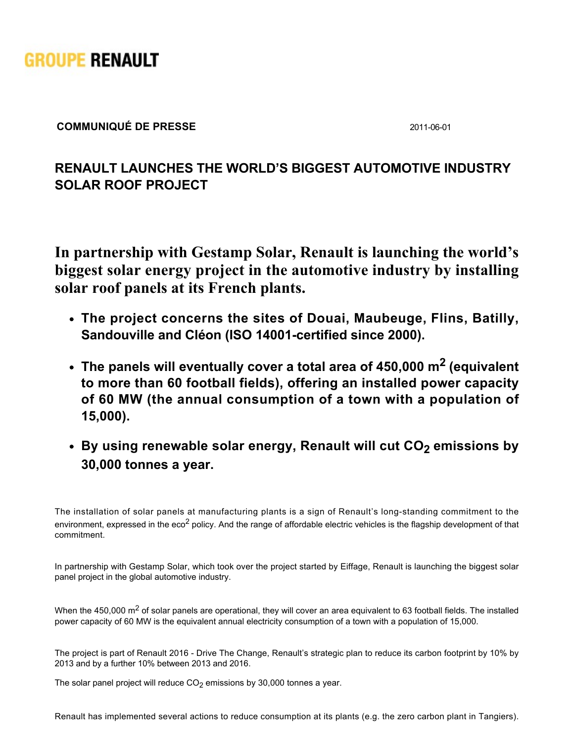GROUPE RENAULT

**COMMUNIQUÉ DE PRESSE** 2011-06-01

# RENAULT LAUNCHES THE WORLD'S BIGGEST AUTOMOTIVE INDUSTRY SOLAR ROOF PROJECT

## In partnership with Gestamp Solar, Renault is launching the world's biggest solar energy project in the automotive industry by installing solar roof panels at its French plants.

- **The project concerns the sites of Douai, Maubeuge, Flins, Batilly, Sandouville and Cléon (ISO 14001-certified since 2000).**
- **The panels will eventually cover a total area of 450,000 m$^2$ (equivalent to more than 60 football fields), offering an installed power capacity of 60 MW (the annual consumption of a town with a population of 15,000).**
- **By using renewable solar energy, Renault will cut $CO_2$ emissions by 30,000 tonnes a year.**

The installation of solar panels at manufacturing plants is a sign of Renault's long-standing commitment to the environment, expressed in the eco$^2$ policy. And the range of affordable electric vehicles is the flagship development of that commitment.

In partnership with Gestamp Solar, which took over the project started by Eiffage, Renault is launching the biggest solar panel project in the global automotive industry.

When the 450,000 m$^2$ of solar panels are operational, they will cover an area equivalent to 63 football fields. The installed power capacity of 60 MW is the equivalent annual electricity consumption of a town with a population of 15,000.

The project is part of Renault 2016 - Drive The Change, Renault's strategic plan to reduce its carbon footprint by 10% by 2013 and by a further 10% between 2013 and 2016.

The solar panel project will reduce $CO_2$ emissions by 30,000 tonnes a year.

Renault has implemented several actions to reduce consumption at its plants (e.g. the zero carbon plant in Tangiers).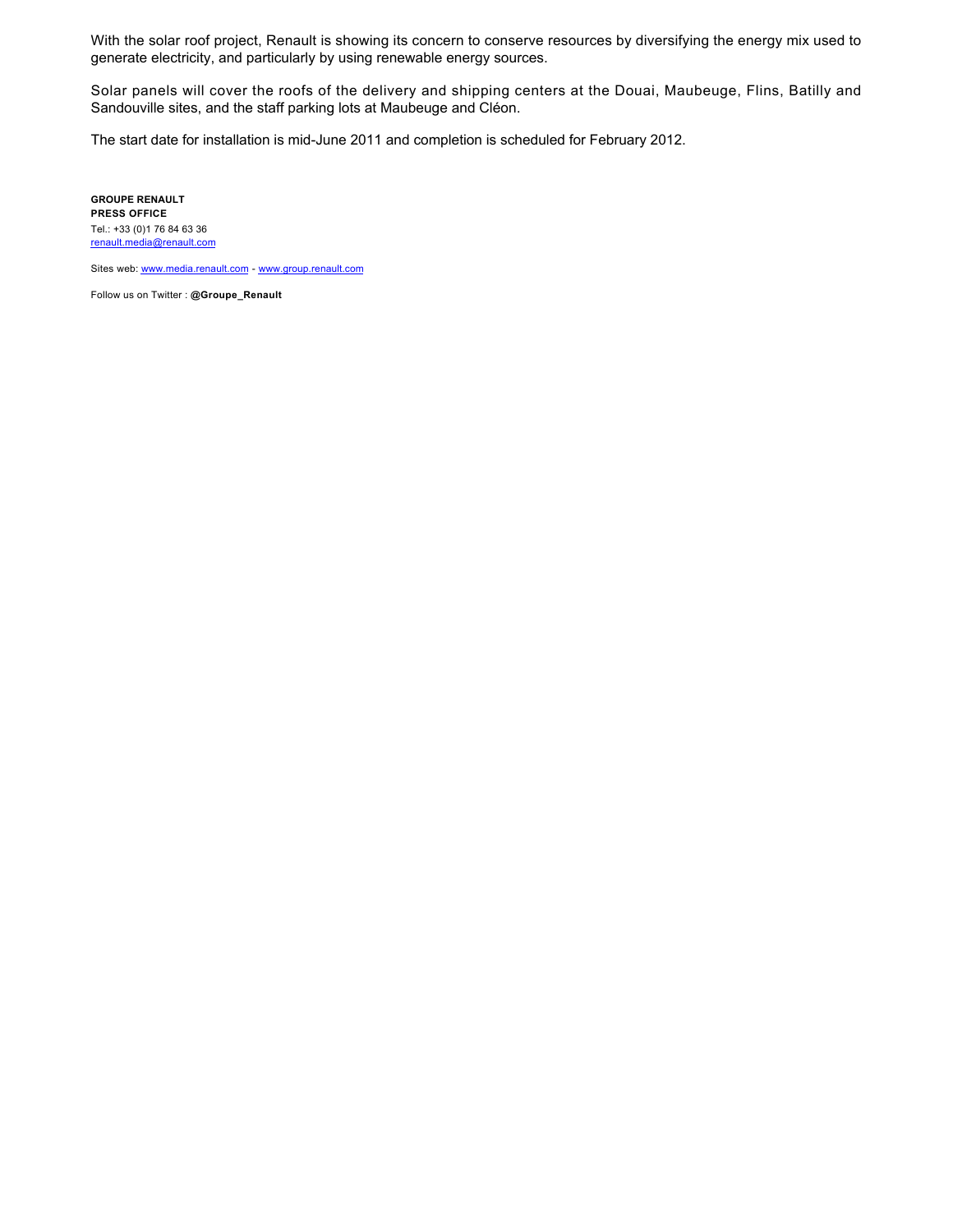With the solar roof project, Renault is showing its concern to conserve resources by diversifying the energy mix used to generate electricity, and particularly by using renewable energy sources.

Solar panels will cover the roofs of the delivery and shipping centers at the Douai, Maubeuge, Flins, Batilly and Sandouville sites, and the staff parking lots at Maubeuge and Cléon.

The start date for installation is mid-June 2011 and completion is scheduled for February 2012.

**GROUPE RENAULT**
**PRESS OFFICE**
Tel.: +33 (0)1 76 84 63 36
renault.media@renault.com

Sites web: www.media.renault.com - www.group.renault.com

Follow us on Twitter : **@Groupe_Renault**